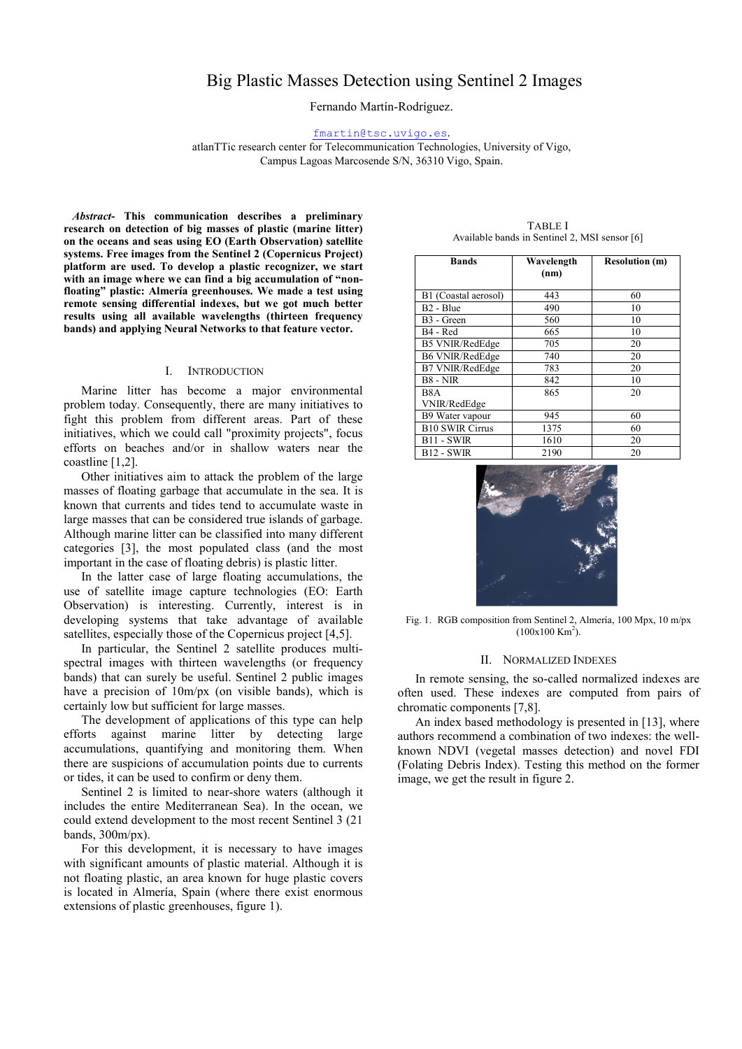# Big Plastic Masses Detection using Sentinel 2 Images

Fernando Martín-Rodríguez.

fmartin@tsc.uvigo.es.
atlanTTic research center for Telecommunication Technologies, University of Vigo,
Campus Lagoas Marcosende S/N, 36310 Vigo, Spain.

***Abstract*- This communication describes a preliminary research on detection of big masses of plastic (marine litter) on the oceans and seas using EO (Earth Observation) satellite systems. Free images from the Sentinel 2 (Copernicus Project) platform are used. To develop a plastic recognizer, we start with an image where we can find a big accumulation of "non-floating" plastic: Almería greenhouses. We made a test using remote sensing differential indexes, but we got much better results using all available wavelengths (thirteen frequency bands) and applying Neural Networks to that feature vector.**

## I. Introduction

Marine litter has become a major environmental problem today. Consequently, there are many initiatives to fight this problem from different areas. Part of these initiatives, which we could call "proximity projects", focus efforts on beaches and/or in shallow waters near the coastline [1,2].

Other initiatives aim to attack the problem of the large masses of floating garbage that accumulate in the sea. It is known that currents and tides tend to accumulate waste in large masses that can be considered true islands of garbage. Although marine litter can be classified into many different categories [3], the most populated class (and the most important in the case of floating debris) is plastic litter.

In the latter case of large floating accumulations, the use of satellite image capture technologies (EO: Earth Observation) is interesting. Currently, interest is in developing systems that take advantage of available satellites, especially those of the Copernicus project [4,5].

In particular, the Sentinel 2 satellite produces multi-spectral images with thirteen wavelengths (or frequency bands) that can surely be useful. Sentinel 2 public images have a precision of 10m/px (on visible bands), which is certainly low but sufficient for large masses.

The development of applications of this type can help efforts against marine litter by detecting large accumulations, quantifying and monitoring them. When there are suspicions of accumulation points due to currents or tides, it can be used to confirm or deny them.

Sentinel 2 is limited to near-shore waters (although it includes the entire Mediterranean Sea). In the ocean, we could extend development to the most recent Sentinel 3 (21 bands, 300m/px).

For this development, it is necessary to have images with significant amounts of plastic material. Although it is not floating plastic, an area known for huge plastic covers is located in Almería, Spain (where there exist enormous extensions of plastic greenhouses, figure 1).

TABLE I
Available bands in Sentinel 2, MSI sensor [6]

| Bands | Wavelength (nm) | Resolution (m) |
|---|---|---|
| B1 (Coastal aerosol) | 443 | 60 |
| B2 - Blue | 490 | 10 |
| B3 - Green | 560 | 10 |
| B4 - Red | 665 | 10 |
| B5 VNIR/RedEdge | 705 | 20 |
| B6 VNIR/RedEdge | 740 | 20 |
| B7 VNIR/RedEdge | 783 | 20 |
| B8 - NIR | 842 | 10 |
| B8A VNIR/RedEdge | 865 | 20 |
| B9 Water vapour | 945 | 60 |
| B10 SWIR Cirrus | 1375 | 60 |
| B11 - SWIR | 1610 | 20 |
| B12 - SWIR | 2190 | 20 |

Fig. 1. RGB composition from Sentinel 2, Almeria, 100 Mpx, 10 m/px (100x100 Km$^2$).

## II. Normalized Indexes

In remote sensing, the so-called normalized indexes are often used. These indexes are computed from pairs of chromatic components [7,8].

An index based methodology is presented in [13], where authors recommend a combination of two indexes: the well-known NDVI (vegetal masses detection) and novel FDI (Folating Debris Index). Testing this method on the former image, we get the result in figure 2.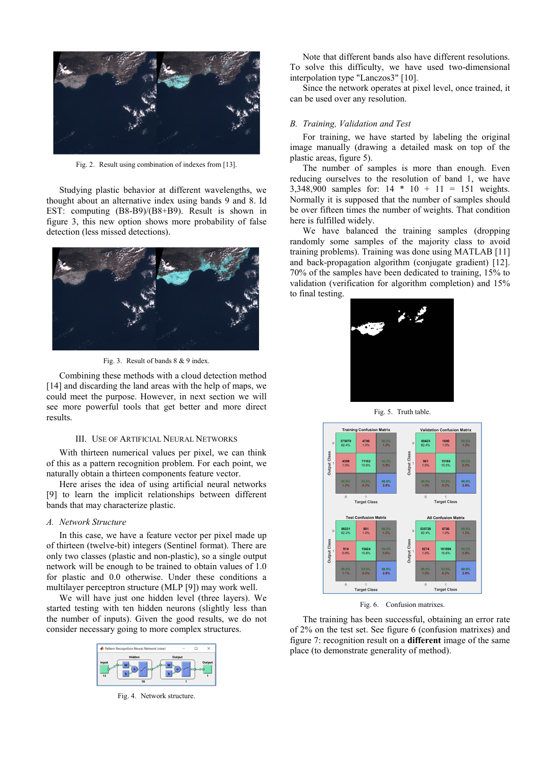Fig. 2. Result using combination of indexes from [13].

Studying plastic behavior at different wavelengths, we thought about an alternative index using bands 9 and 8. Id EST: computing (B8-B9)/(B8+B9). Result is shown in figure 3, this new option shows more probability of false detection (less missed detections).

Fig. 3. Result of bands 8 & 9 index.

Combining these methods with a cloud detection method [14] and discarding the land areas with the help of maps, we could meet the purpose. However, in next section we will see more powerful tools that get better and more direct results.

## III. Use of Artificial Neural Networks

With thirteen numerical values per pixel, we can think of this as a pattern recognition problem. For each point, we naturally obtain a thirteen components feature vector.

Here arises the idea of using artificial neural networks [9] to learn the implicit relationships between different bands that may characterize plastic.

### *A. Network Structure*

In this case, we have a feature vector per pixel made up of thirteen (twelve-bit) integers (Sentinel format). There are only two classes (plastic and non-plastic), so a single output network will be enough to be trained to obtain values of 1.0 for plastic and 0.0 otherwise. Under these conditions a multilayer perceptron structure (MLP [9]) may work well.

We will have just one hidden level (three layers). We started testing with ten hidden neurons (slightly less than the number of inputs). Given the good results, we do not consider necessary going to more complex structures.

Fig. 4. Network structure.

Note that different bands also have different resolutions. To solve this difficulty, we have used two-dimensional interpolation type "Lanczos3" [10].

Since the network operates at pixel level, once trained, it can be used over any resolution.

### *B. Training, Validation and Test*

For training, we have started by labeling the original image manually (drawing a detailed mask on top of the plastic areas, figure 5).

The number of samples is more than enough. Even reducing ourselves to the resolution of band 1, we have 3,348,900 samples for: 14 * 10 + 11 = 151 weights. Normally it is supposed that the number of samples should be over fifteen times the number of weights. That condition here is fulfilled widely.

We have balanced the training samples (dropping randomly some samples of the majority class to avoid training problems). Training was done using MATLAB [11] and back-propagation algorithm (conjugate gradient) [12]. 70% of the samples have been dedicated to training, 15% to validation (verification for algorithm completion) and 15% to final testing.

Fig. 5. Truth table.

Fig. 6. Confusion matrixes.

The training has been successful, obtaining an error rate of 2% on the test set. See figure 6 (confusion matrixes) and figure 7: recognition result on a **different** image of the same place (to demonstrate generality of method).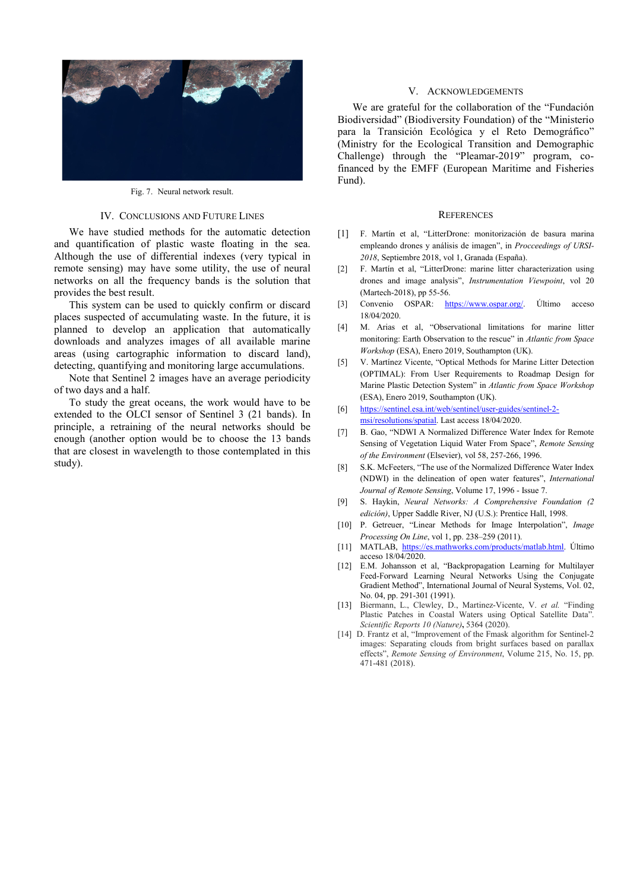Fig. 7. Neural network result.

## IV. Conclusions and Future Lines

We have studied methods for the automatic detection and quantification of plastic waste floating in the sea. Although the use of differential indexes (very typical in remote sensing) may have some utility, the use of neural networks on all the frequency bands is the solution that provides the best result.

This system can be used to quickly confirm or discard places suspected of accumulating waste. In the future, it is planned to develop an application that automatically downloads and analyzes images of all available marine areas (using cartographic information to discard land), detecting, quantifying and monitoring large accumulations.

Note that Sentinel 2 images have an average periodicity of two days and a half.

To study the great oceans, the work would have to be extended to the OLCI sensor of Sentinel 3 (21 bands). In principle, a retraining of the neural networks should be enough (another option would be to choose the 13 bands that are closest in wavelength to those contemplated in this study).

## V. Acknowledgements

We are grateful for the collaboration of the "Fundación Biodiversidad" (Biodiversity Foundation) of the "Ministerio para la Transición Ecológica y el Reto Demográfico" (Ministry for the Ecological Transition and Demographic Challenge) through the "Pleamar-2019" program, co-financed by the EMFF (European Maritime and Fisheries Fund).

## References

[1] F. Martín et al, "LitterDrone: monitorización de basura marina empleando drones y análisis de imagen", in *Procceedings of URSI-2018*, Septiembre 2018, vol 1, Granada (España).

[2] F. Martín et al, "LitterDrone: marine litter characterization using drones and image analysis", *Instrumentation Viewpoint*, vol 20 (Martech-2018), pp 55-56.

[3] Convenio OSPAR: https://www.ospar.org/. Último acceso 18/04/2020.

[4] M. Arias et al, "Observational limitations for marine litter monitoring: Earth Observation to the rescue" in *Atlantic from Space Workshop* (ESA), Enero 2019, Southampton (UK).

[5] V. Martínez Vicente, "Optical Methods for Marine Litter Detection (OPTIMAL): From User Requirements to Roadmap Design for Marine Plastic Detection System" in *Atlantic from Space Workshop* (ESA), Enero 2019, Southampton (UK).

[6] https://sentinel.esa.int/web/sentinel/user-guides/sentinel-2-msi/resolutions/spatial. Last access 18/04/2020.

[7] B. Gao, "NDWI A Normalized Difference Water Index for Remote Sensing of Vegetation Liquid Water From Space", *Remote Sensing of the Environment* (Elsevier), vol 58, 257-266, 1996.

[8] S.K. McFeeters, "The use of the Normalized Difference Water Index (NDWI) in the delineation of open water features", *International Journal of Remote Sensing*, Volume 17, 1996 - Issue 7.

[9] S. Haykin, *Neural Networks: A Comprehensive Foundation (2 edición)*, Upper Saddle River, NJ (U.S.): Prentice Hall, 1998.

[10] P. Getreuer, "Linear Methods for Image Interpolation", *Image Processing On Line*, vol 1, pp. 238–259 (2011).

[11] MATLAB, https://es.mathworks.com/products/matlab.html. Último acceso 18/04/2020.

[12] E.M. Johansson et al, "Backpropagation Learning for Multilayer Feed-Forward Learning Neural Networks Using the Conjugate Gradient Method", International Journal of Neural Systems, Vol. 02, No. 04, pp. 291-301 (1991).

[13] Biermann, L., Clewley, D., Martinez-Vicente, V. *et al.* "Finding Plastic Patches in Coastal Waters using Optical Satellite Data". *Scientific Reports 10 (Nature)*, 5364 (2020).

[14] D. Frantz et al, "Improvement of the Fmask algorithm for Sentinel-2 images: Separating clouds from bright surfaces based on parallax effects", *Remote Sensing of Environment*, Volume 215, No. 15, pp. 471-481 (2018).